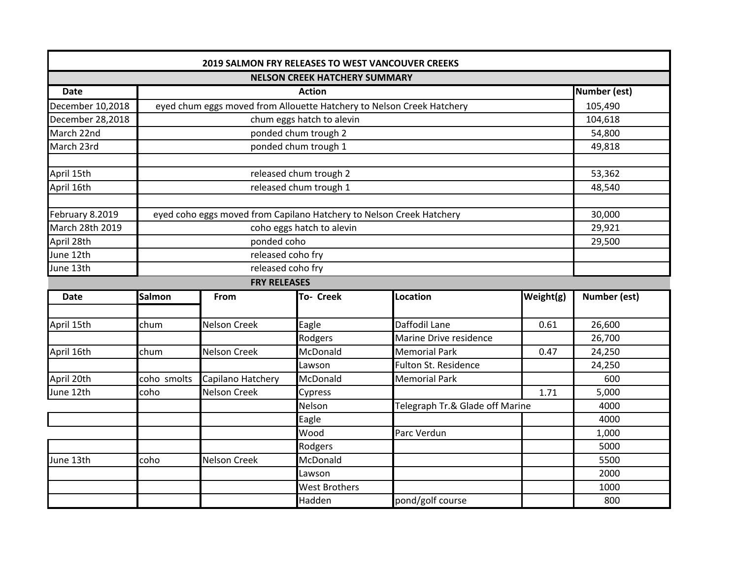# 2019 SALMON FRY RELEASES TO WEST VANCOUVER CREEKS

## NELSON CREEK HATCHERY SUMMARY

| Date | Action | Number (est) |
|---|---|---|
| December 10,2018 | eyed chum eggs moved from Allouette Hatchery to Nelson Creek Hatchery | 105,490 |
| December 28,2018 | chum eggs hatch to alevin | 104,618 |
| March 22nd | ponded chum trough 2 | 54,800 |
| March 23rd | ponded chum trough 1 | 49,818 |
| | | |
| April 15th | released chum trough 2 | 53,362 |
| April 16th | released chum trough 1 | 48,540 |
| | | |
| February 8.2019 | eyed coho eggs moved from Capilano Hatchery to Nelson Creek Hatchery | 30,000 |
| March 28th 2019 | coho eggs hatch to alevin | 29,921 |
| April 28th | ponded coho | 29,500 |
| June 12th | released coho fry | |
| June 13th | released coho fry | |

## FRY RELEASES

| Date | Salmon | From | To- Creek | Location | Weight(g) | Number (est) |
|---|---|---|---|---|---|---|
| April 15th | chum | Nelson Creek | Eagle | Daffodil Lane | 0.61 | 26,600 |
| | | | Rodgers | Marine Drive residence | | 26,700 |
| April 16th | chum | Nelson Creek | McDonald | Memorial Park | 0.47 | 24,250 |
| | | | Lawson | Fulton St. Residence | | 24,250 |
| April 20th | coho smolts | Capilano Hatchery | McDonald | Memorial Park | | 600 |
| June 12th | coho | Nelson Creek | Cypress | | 1.71 | 5,000 |
| | | | Nelson | Telegraph Tr.& Glade off Marine | | 4000 |
| | | | Eagle | | | 4000 |
| | | | Wood | Parc Verdun | | 1,000 |
| | | | Rodgers | | | 5000 |
| June 13th | coho | Nelson Creek | McDonald | | | 5500 |
| | | | Lawson | | | 2000 |
| | | | West Brothers | | | 1000 |
| | | | Hadden | pond/golf course | | 800 |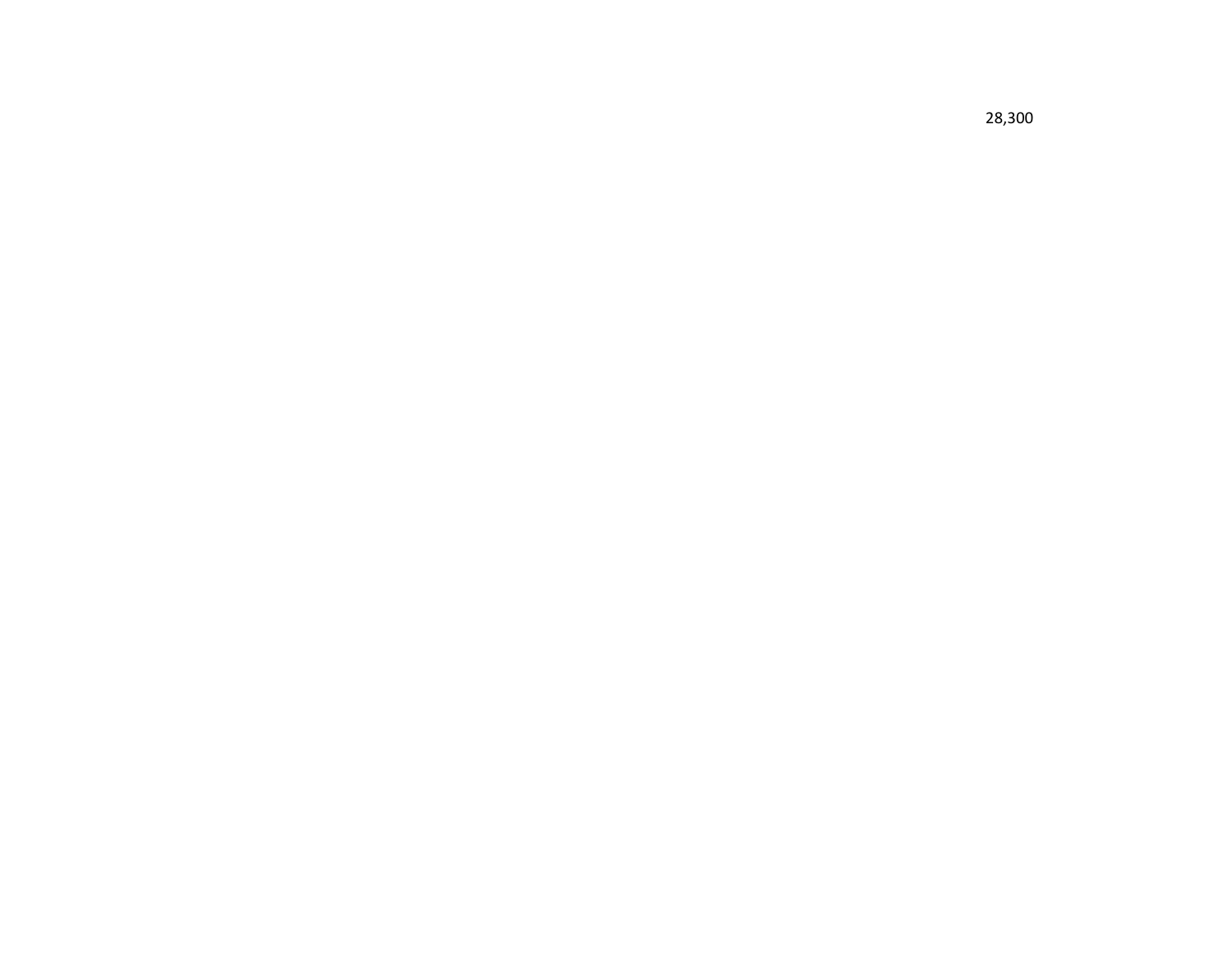28,300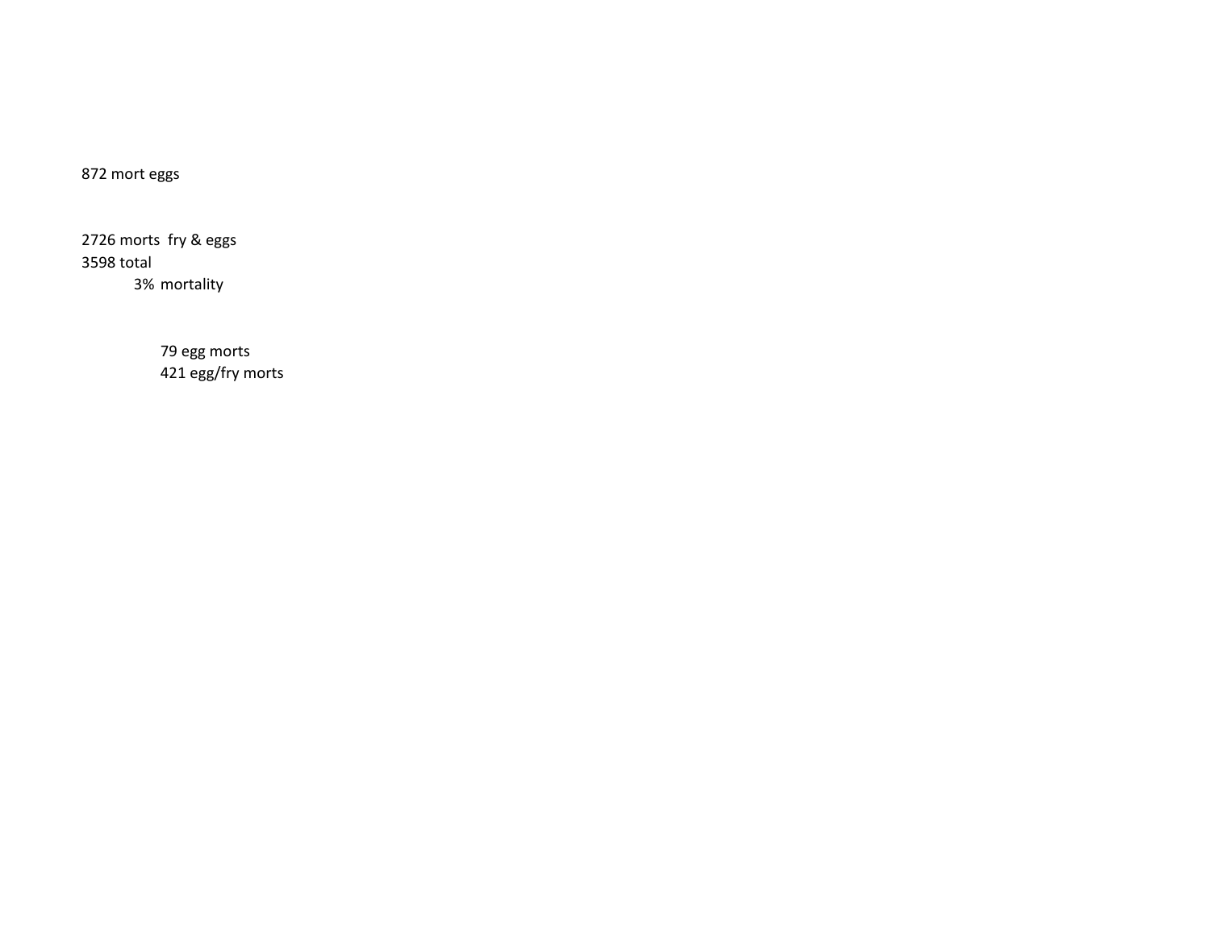872 mort eggs

2726 morts  fry & eggs
3598 total
3% mortality

79 egg morts
421 egg/fry morts